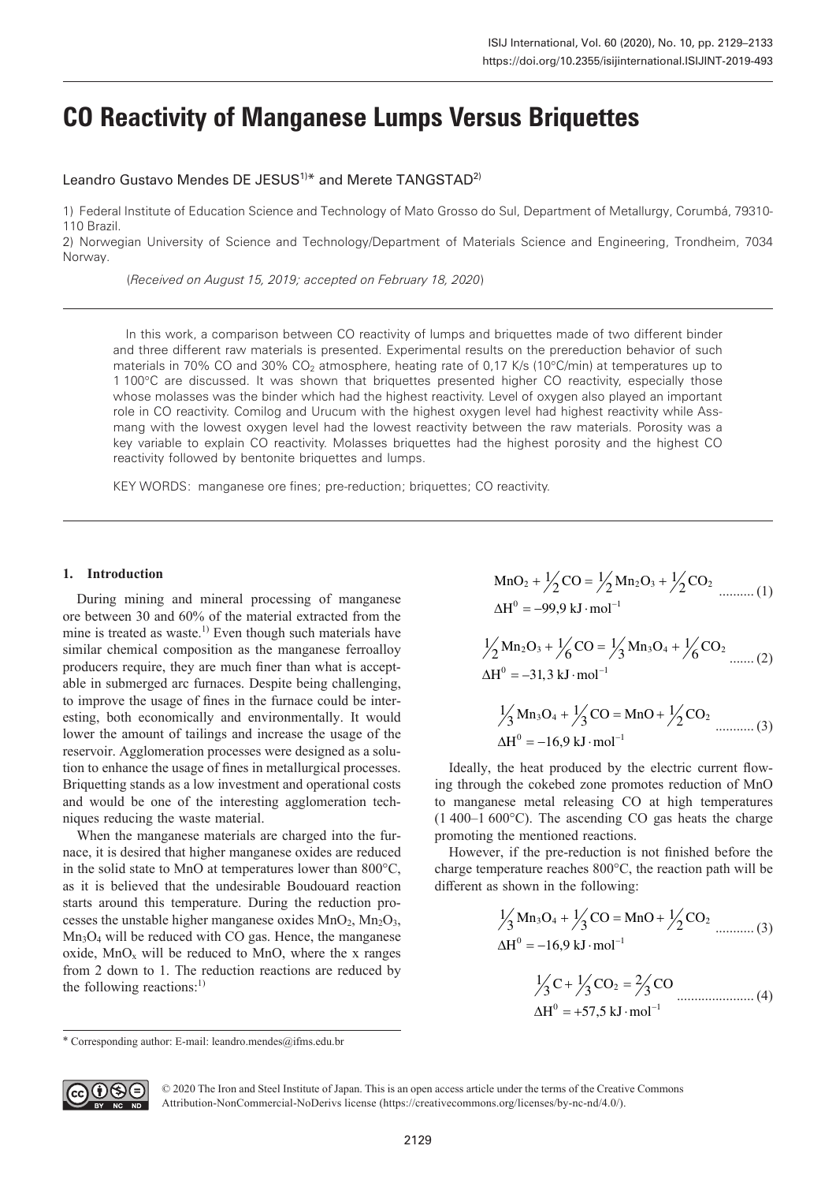# CO Reactivity of Manganese Lumps Versus Briquettes

Leandro Gustavo Mendes DE JESUS[1)*] and Merete TANGSTAD[2)]

1) Federal Institute of Education Science and Technology of Mato Grosso do Sul, Department of Metallurgy, Corumbá, 79310-110 Brazil.

2) Norwegian University of Science and Technology/Department of Materials Science and Engineering, Trondheim, 7034 Norway.

(*Received on August 15, 2019; accepted on February 18, 2020*)

In this work, a comparison between CO reactivity of lumps and briquettes made of two different binder and three different raw materials is presented. Experimental results on the prereduction behavior of such materials in 70% CO and 30% $CO_2$ atmosphere, heating rate of 0,17 K/s (10°C/min) at temperatures up to 1 100°C are discussed. It was shown that briquettes presented higher CO reactivity, especially those whose molasses was the binder which had the highest reactivity. Level of oxygen also played an important role in CO reactivity. Comilog and Urucum with the highest oxygen level had highest reactivity while Assmang with the lowest oxygen level had the lowest reactivity between the raw materials. Porosity was a key variable to explain CO reactivity. Molasses briquettes had the highest porosity and the highest CO reactivity followed by bentonite briquettes and lumps.

KEY WORDS: manganese ore fines; pre-reduction; briquettes; CO reactivity.

## 1. Introduction

During mining and mineral processing of manganese ore between 30 and 60% of the material extracted from the mine is treated as waste.[1)] Even though such materials have similar chemical composition as the manganese ferroalloy producers require, they are much finer than what is acceptable in submerged arc furnaces. Despite being challenging, to improve the usage of fines in the furnace could be interesting, both economically and environmentally. It would lower the amount of tailings and increase the usage of the reservoir. Agglomeration processes were designed as a solution to enhance the usage of fines in metallurgical processes. Briquetting stands as a low investment and operational costs and would be one of the interesting agglomeration techniques reducing the waste material.

When the manganese materials are charged into the furnace, it is desired that higher manganese oxides are reduced in the solid state to MnO at temperatures lower than 800°C, as it is believed that the undesirable Boudouard reaction starts around this temperature. During the reduction processes the unstable higher manganese oxides $MnO_2$, $Mn_2O_3$, $Mn_3O_4$ will be reduced with CO gas. Hence, the manganese oxide, $MnO_x$ will be reduced to MnO, where the x ranges from 2 down to 1. The reduction reactions are reduced by the following reactions:[1)]

$$MnO_2 + \tfrac{1}{2}CO = \tfrac{1}{2}Mn_2O_3 + \tfrac{1}{2}CO_2 \quad \Delta H^0 = -99{,}9\ \text{kJ}\cdot\text{mol}^{-1} \quad (1)$$

$$\tfrac{1}{2}Mn_2O_3 + \tfrac{1}{6}CO = \tfrac{1}{3}Mn_3O_4 + \tfrac{1}{6}CO_2 \quad \Delta H^0 = -31{,}3\ \text{kJ}\cdot\text{mol}^{-1} \quad (2)$$

$$\tfrac{1}{3}Mn_3O_4 + \tfrac{1}{3}CO = MnO + \tfrac{1}{2}CO_2 \quad \Delta H^0 = -16{,}9\ \text{kJ}\cdot\text{mol}^{-1} \quad (3)$$

Ideally, the heat produced by the electric current flowing through the cokebed zone promotes reduction of MnO to manganese metal releasing CO at high temperatures (1 400–1 600°C). The ascending CO gas heats the charge promoting the mentioned reactions.

However, if the pre-reduction is not finished before the charge temperature reaches 800°C, the reaction path will be different as shown in the following:

$$\tfrac{1}{3}Mn_3O_4 + \tfrac{1}{3}CO = MnO + \tfrac{1}{2}CO_2 \quad \Delta H^0 = -16{,}9\ \text{kJ}\cdot\text{mol}^{-1} \quad (3)$$

$$\tfrac{1}{3}C + \tfrac{1}{3}CO_2 = \tfrac{2}{3}CO \quad \Delta H^0 = +57{,}5\ \text{kJ}\cdot\text{mol}^{-1} \quad (4)$$

\* Corresponding author: E-mail: leandro.mendes@ifms.edu.br

© 2020 The Iron and Steel Institute of Japan. This is an open access article under the terms of the Creative Commons Attribution-NonCommercial-NoDerivs license (https://creativecommons.org/licenses/by-nc-nd/4.0/).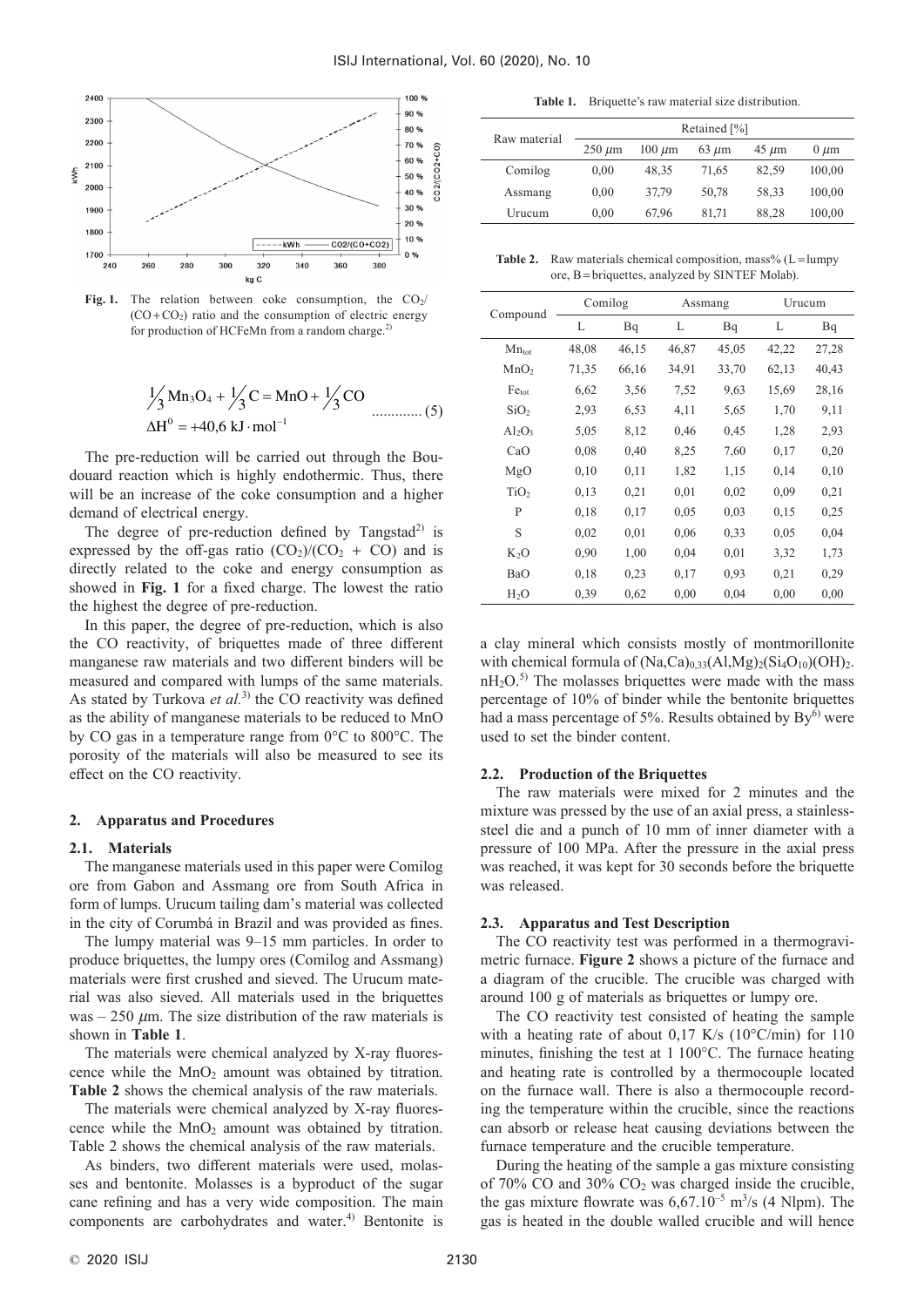Fig. 1. The relation between coke consumption, the $CO_2$/($CO + CO_2$) ratio and the consumption of electric energy for production of HCFeMn from a random charge.[2)]

$$\frac{1}{3}Mn_3O_4 + \frac{1}{3}C = MnO + \frac{1}{3}CO \quad \Delta H^0 = +40{,}6\ kJ \cdot mol^{-1} \quad (5)$$

The pre-reduction will be carried out through the Boudouard reaction which is highly endothermic. Thus, there will be an increase of the coke consumption and a higher demand of electrical energy.

The degree of pre-reduction defined by Tangstad[2)] is expressed by the off-gas ratio ($CO_2$)/($CO_2$ + CO) and is directly related to the coke and energy consumption as showed in **Fig. 1** for a fixed charge. The lowest the ratio the highest the degree of pre-reduction.

In this paper, the degree of pre-reduction, which is also the CO reactivity, of briquettes made of three different manganese raw materials and two different binders will be measured and compared with lumps of the same materials. As stated by Turkova *et al.*[3)] the CO reactivity was defined as the ability of manganese materials to be reduced to MnO by CO gas in a temperature range from 0°C to 800°C. The porosity of the materials will also be measured to see its effect on the CO reactivity.

## 2. Apparatus and Procedures

### 2.1. Materials

The manganese materials used in this paper were Comilog ore from Gabon and Assmang ore from South Africa in form of lumps. Urucum tailing dam's material was collected in the city of Corumbá in Brazil and was provided as fines.

The lumpy material was 9–15 mm particles. In order to produce briquettes, the lumpy ores (Comilog and Assmang) materials were first crushed and sieved. The Urucum material was also sieved. All materials used in the briquettes was – 250 $\mu$m. The size distribution of the raw materials is shown in **Table 1**.

The materials were chemical analyzed by X-ray fluorescence while the $MnO_2$ amount was obtained by titration. **Table 2** shows the chemical analysis of the raw materials.

The materials were chemical analyzed by X-ray fluorescence while the $MnO_2$ amount was obtained by titration. Table 2 shows the chemical analysis of the raw materials.

As binders, two different materials were used, molasses and bentonite. Molasses is a byproduct of the sugar cane refining and has a very wide composition. The main components are carbohydrates and water.[4)] Bentonite is a clay mineral which consists mostly of montmorillonite with chemical formula of $(Na,Ca)_{0,33}(Al,Mg)_2(Si_4O_{10})(OH)_2 \cdot nH_2O$.[5)] The molasses briquettes were made with the mass percentage of 10% of binder while the bentonite briquettes had a mass percentage of 5%. Results obtained by By[6)] were used to set the binder content.

**Table 1.** Briquette's raw material size distribution.

| Raw material | Retained [%] | | | | |
|---|---|---|---|---|---|
| | 250 $\mu$m | 100 $\mu$m | 63 $\mu$m | 45 $\mu$m | 0 $\mu$m |
| Comilog | 0,00 | 48,35 | 71,65 | 82,59 | 100,00 |
| Assmang | 0,00 | 37,79 | 50,78 | 58,33 | 100,00 |
| Urucum | 0,00 | 67,96 | 81,71 | 88,28 | 100,00 |

**Table 2.** Raw materials chemical composition, mass% (L = lumpy ore, B = briquettes, analyzed by SINTEF Molab).

| Compound | Comilog | | Assmang | | Urucum | |
|---|---|---|---|---|---|---|
| | L | Bq | L | Bq | L | Bq |
| $Mn_{tot}$ | 48,08 | 46,15 | 46,87 | 45,05 | 42,22 | 27,28 |
| $MnO_2$ | 71,35 | 66,16 | 34,91 | 33,70 | 62,13 | 40,43 |
| $Fe_{tot}$ | 6,62 | 3,56 | 7,52 | 9,63 | 15,69 | 28,16 |
| $SiO_2$ | 2,93 | 6,53 | 4,11 | 5,65 | 1,70 | 9,11 |
| $Al_2O_3$ | 5,05 | 8,12 | 0,46 | 0,45 | 1,28 | 2,93 |
| CaO | 0,08 | 0,40 | 8,25 | 7,60 | 0,17 | 0,20 |
| MgO | 0,10 | 0,11 | 1,82 | 1,15 | 0,14 | 0,10 |
| $TiO_2$ | 0,13 | 0,21 | 0,01 | 0,02 | 0,09 | 0,21 |
| P | 0,18 | 0,17 | 0,05 | 0,03 | 0,15 | 0,25 |
| S | 0,02 | 0,01 | 0,06 | 0,33 | 0,05 | 0,04 |
| $K_2O$ | 0,90 | 1,00 | 0,04 | 0,01 | 3,32 | 1,73 |
| BaO | 0,18 | 0,23 | 0,17 | 0,93 | 0,21 | 0,29 |
| $H_2O$ | 0,39 | 0,62 | 0,00 | 0,04 | 0,00 | 0,00 |

### 2.2. Production of the Briquettes

The raw materials were mixed for 2 minutes and the mixture was pressed by the use of an axial press, a stainless-steel die and a punch of 10 mm of inner diameter with a pressure of 100 MPa. After the pressure in the axial press was reached, it was kept for 30 seconds before the briquette was released.

### 2.3. Apparatus and Test Description

The CO reactivity test was performed in a thermogravimetric furnace. **Figure 2** shows a picture of the furnace and a diagram of the crucible. The crucible was charged with around 100 g of materials as briquettes or lumpy ore.

The CO reactivity test consisted of heating the sample with a heating rate of about 0,17 K/s (10°C/min) for 110 minutes, finishing the test at 1 100°C. The furnace heating and heating rate is controlled by a thermocouple located on the furnace wall. There is also a thermocouple recording the temperature within the crucible, since the reactions can absorb or release heat causing deviations between the furnace temperature and the crucible temperature.

During the heating of the sample a gas mixture consisting of 70% CO and 30% $CO_2$ was charged inside the crucible, the gas mixture flowrate was $6{,}67.10^{-5}$ $m^3$/s (4 Nlpm). The gas is heated in the double walled crucible and will hence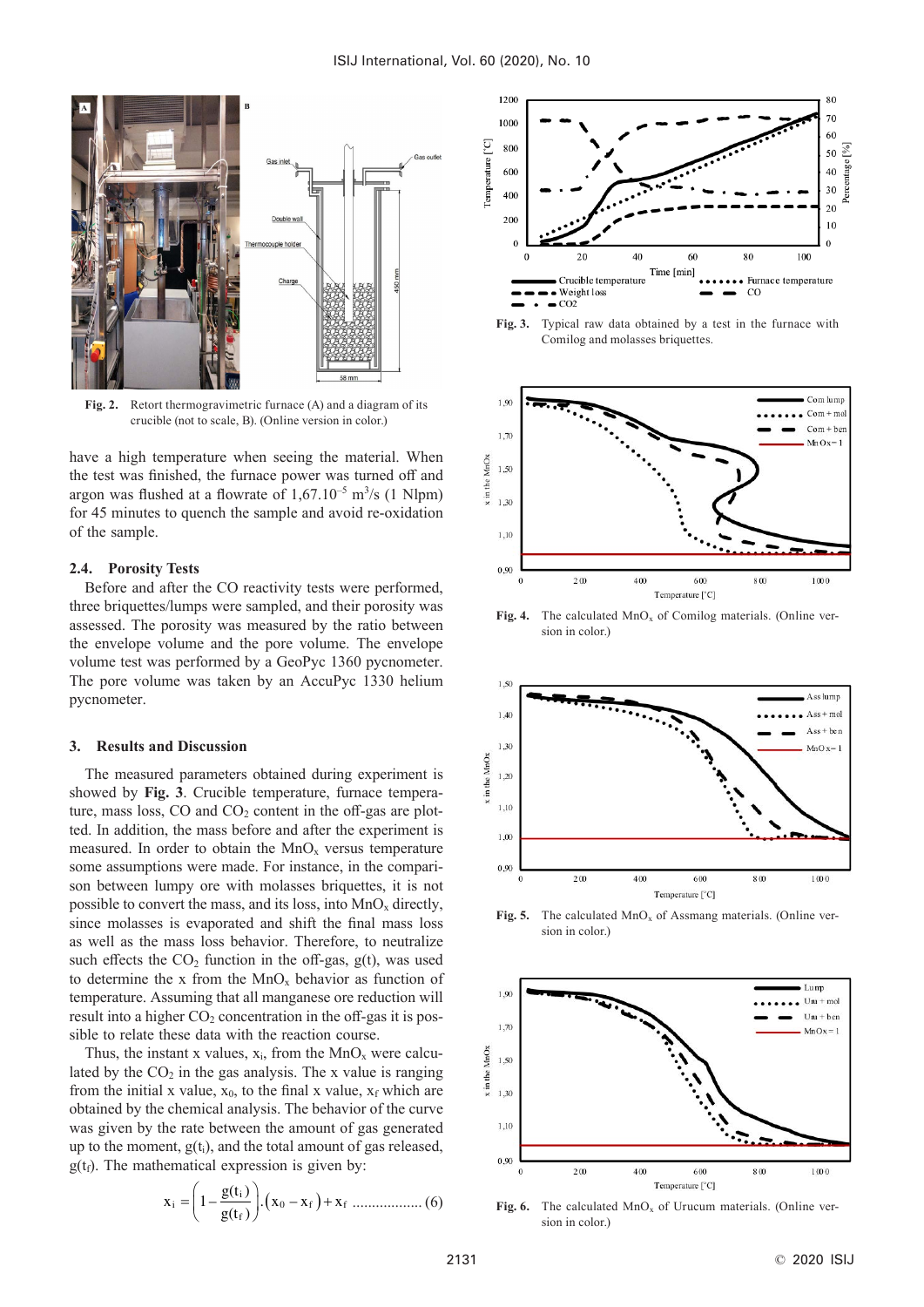Fig. 2. Retort thermogravimetric furnace (A) and a diagram of its crucible (not to scale, B). (Online version in color.)

have a high temperature when seeing the material. When the test was finished, the furnace power was turned off and argon was flushed at a flowrate of 1,67.10$^{-5}$ m$^3$/s (1 Nlpm) for 45 minutes to quench the sample and avoid re-oxidation of the sample.

### 2.4. Porosity Tests

Before and after the CO reactivity tests were performed, three briquettes/lumps were sampled, and their porosity was assessed. The porosity was measured by the ratio between the envelope volume and the pore volume. The envelope volume test was performed by a GeoPyc 1360 pycnometer. The pore volume was taken by an AccuPyc 1330 helium pycnometer.

## 3. Results and Discussion

The measured parameters obtained during experiment is showed by **Fig. 3**. Crucible temperature, furnace temperature, mass loss, CO and $CO_2$ content in the off-gas are plotted. In addition, the mass before and after the experiment is measured. In order to obtain the $MnO_x$ versus temperature some assumptions were made. For instance, in the comparison between lumpy ore with molasses briquettes, it is not possible to convert the mass, and its loss, into $MnO_x$ directly, since molasses is evaporated and shift the final mass loss as well as the mass loss behavior. Therefore, to neutralize such effects the $CO_2$ function in the off-gas, g(t), was used to determine the x from the $MnO_x$ behavior as function of temperature. Assuming that all manganese ore reduction will result into a higher $CO_2$ concentration in the off-gas it is possible to relate these data with the reaction course.

Thus, the instant x values, $x_i$, from the $MnO_x$ were calculated by the $CO_2$ in the gas analysis. The x value is ranging from the initial x value, $x_0$, to the final x value, $x_f$ which are obtained by the chemical analysis. The behavior of the curve was given by the rate between the amount of gas generated up to the moment, $g(t_i)$, and the total amount of gas released, $g(t_f)$. The mathematical expression is given by:

$$x_i = \left(1 - \frac{g(t_i)}{g(t_f)}\right).\left(x_0 - x_f\right) + x_f \quad (6)$$

Fig. 3. Typical raw data obtained by a test in the furnace with Comilog and molasses briquettes.

Fig. 4. The calculated $MnO_x$ of Comilog materials. (Online version in color.)

Fig. 5. The calculated $MnO_x$ of Assmang materials. (Online version in color.)

Fig. 6. The calculated $MnO_x$ of Urucum materials. (Online version in color.)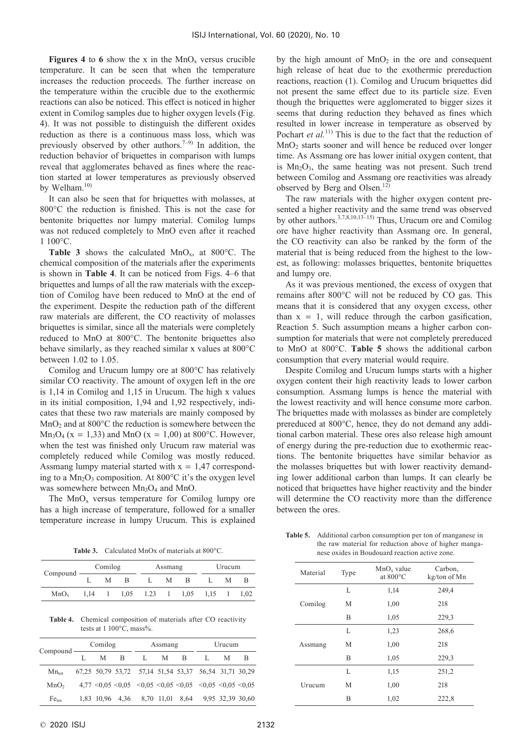**Figures 4** to **6** show the x in the $MnO_x$ versus crucible temperature. It can be seen that when the temperature increases the reduction proceeds. The further increase on the temperature within the crucible due to the exothermic reactions can also be noticed. This effect is noticed in higher extent in Comilog samples due to higher oxygen levels (Fig. 4). It was not possible to distinguish the different oxides reduction as there is a continuous mass loss, which was previously observed by other authors.[7–9] In addition, the reduction behavior of briquettes in comparison with lumps reveal that agglomerates behaved as fines where the reaction started at lower temperatures as previously observed by Welham.[10]

It can also be seen that for briquettes with molasses, at 800°C the reduction is finished. This is not the case for bentonite briquettes nor lumpy material. Comilog lumps was not reduced completely to MnO even after it reached 1 100°C.

**Table 3** shows the calculated $MnO_x$, at 800°C. The chemical composition of the materials after the experiments is shown in **Table 4**. It can be noticed from Figs. 4–6 that briquettes and lumps of all the raw materials with the exception of Comilog have been reduced to MnO at the end of the experiment. Despite the reduction path of the different raw materials are different, the CO reactivity of molasses briquettes is similar, since all the materials were completely reduced to MnO at 800°C. The bentonite briquettes also behave similarly, as they reached similar x values at 800°C between 1.02 to 1.05.

Comilog and Urucum lumpy ore at 800°C has relatively similar CO reactivity. The amount of oxygen left in the ore is 1,14 in Comilog and 1,15 in Urucum. The high x values in its initial composition, 1,94 and 1,92 respectively, indicates that these two raw materials are mainly composed by $MnO_2$ and at 800°C the reduction is somewhere between the $Mn_3O_4$ ($x = 1,33$) and MnO ($x = 1,00$) at 800°C. However, when the test was finished only Urucum raw material was completely reduced while Comilog was mostly reduced. Assmang lumpy material started with $x = 1,47$ corresponding to a $Mn_2O_3$ composition. At 800°C it's the oxygen level was somewhere between $Mn_3O_4$ and MnO.

The $MnO_x$ versus temperature for Comilog lumpy ore has a high increase of temperature, followed for a smaller temperature increase in lumpy Urucum. This is explained by the high amount of $MnO_2$ in the ore and consequent high release of heat due to the exothermic prereduction reactions, reaction (1). Comilog and Urucum briquettes did not present the same effect due to its particle size. Even though the briquettes were agglomerated to bigger sizes it seems that during reduction they behaved as fines which resulted in lower increase in temperature as observed by Pochart *et al.*[11] This is due to the fact that the reduction of $MnO_2$ starts sooner and will hence be reduced over longer time. As Assmang ore has lower initial oxygen content, that is $Mn_2O_3$, the same heating was not present. Such trend between Comilog and Assmang ore reactivities was already observed by Berg and Olsen.[12]

The raw materials with the higher oxygen content presented a higher reactivity and the same trend was observed by other authors.[3,7,8,10,13–15] Thus, Urucum ore and Comilog ore have higher reactivity than Assmang ore. In general, the CO reactivity can also be ranked by the form of the material that is being reduced from the highest to the lowest, as following: molasses briquettes, bentonite briquettes and lumpy ore.

As it was previous mentioned, the excess of oxygen that remains after 800°C will not be reduced by CO gas. This means that it is considered that any oxygen excess, other than $x = 1$, will reduce through the carbon gasification, Reaction 5. Such assumption means a higher carbon consumption for materials that were not completely prereduced to MnO at 800°C. **Table 5** shows the additional carbon consumption that every material would require.

Despite Comilog and Urucum lumps starts with a higher oxygen content their high reactivity leads to lower carbon consumption. Assmang lumps is hence the material with the lowest reactivity and will hence consume more carbon. The briquettes made with molasses as binder are completely prereduced at 800°C, hence, they do not demand any additional carbon material. These ores also release high amount of energy during the pre-reduction due to exothermic reactions. The bentonite briquettes have similar behavior as the molasses briquettes but with lower reactivity demanding lower additional carbon than lumps. It can clearly be noticed that briquettes have higher reactivity and the binder will determine the CO reactivity more than the difference between the ores.

**Table 3.** Calculated MnOx of materials at 800°C.

| Compound | Comilog | | | Assmang | | | Urucum | | |
|---|---|---|---|---|---|---|---|---|---|
| | L | M | B | L | M | B | L | M | B |
| $MnO_x$ | 1,14 | 1 | 1,05 | 1.23 | 1 | 1,05 | 1,15 | 1 | 1,02 |

**Table 4.** Chemical composition of materials after CO reactivity tests at 1 100°C, mass%.

| Compound | Comilog | | | Assmang | | | Urucum | | |
|---|---|---|---|---|---|---|---|---|---|
| | L | M | B | L | M | B | L | M | B |
| $Mn_{tot}$ | 67,25 | 50,79 | 53,72 | 57,14 | 51,54 | 53,37 | 56,54 | 31,71 | 30,29 |
| $MnO_2$ | 4,77 | <0,05 | <0,05 | <0,05 | <0,05 | <0,05 | <0,05 | <0,05 | <0,05 |
| $Fe_{tot}$ | 1,83 | 10,96 | 4,36 | 8,70 | 11,01 | 8,64 | 9,95 | 32,39 | 30,60 |

**Table 5.** Additional carbon consumption per ton of manganese in the raw material for reduction above of higher manganese oxides in Boudouard reaction active zone.

| Material | Type | $MnO_x$ value at 800°C | Carbon, kg/ton of Mn |
|---|---|---|---|
| Comilog | L | 1,14 | 249,4 |
| | M | 1,00 | 218 |
| | B | 1,05 | 229,3 |
| Assmang | L | 1,23 | 268,6 |
| | M | 1,00 | 218 |
| | B | 1,05 | 229,3 |
| Urucum | L | 1,15 | 251,2 |
| | M | 1,00 | 218 |
| | B | 1,02 | 222,8 |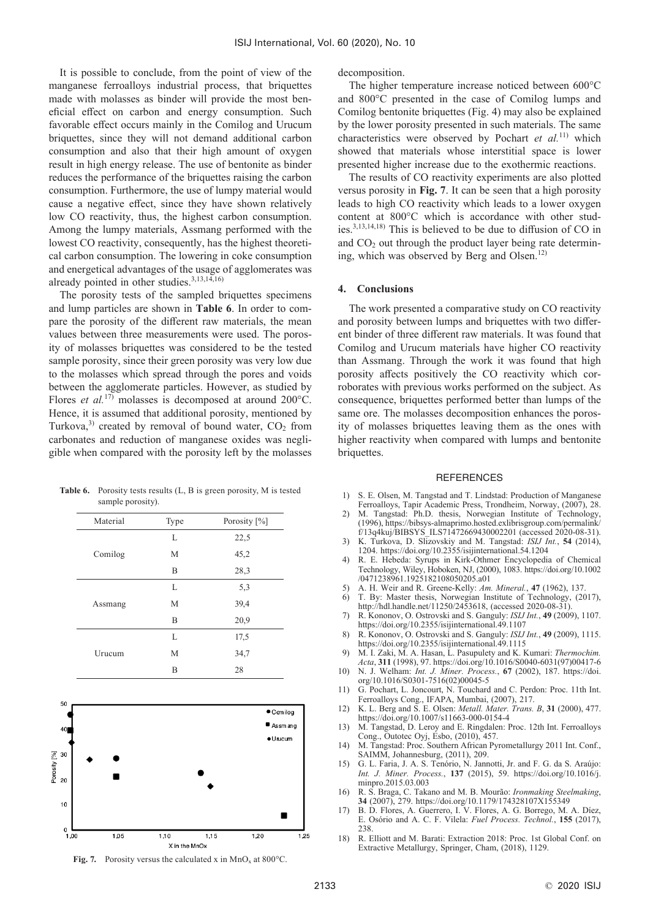It is possible to conclude, from the point of view of the manganese ferroalloys industrial process, that briquettes made with molasses as binder will provide the most beneficial effect on carbon and energy consumption. Such favorable effect occurs mainly in the Comilog and Urucum briquettes, since they will not demand additional carbon consumption and also that their high amount of oxygen result in high energy release. The use of bentonite as binder reduces the performance of the briquettes raising the carbon consumption. Furthermore, the use of lumpy material would cause a negative effect, since they have shown relatively low CO reactivity, thus, the highest carbon consumption. Among the lumpy materials, Assmang performed with the lowest CO reactivity, consequently, has the highest theoretical carbon consumption. The lowering in coke consumption and energetical advantages of the usage of agglomerates was already pointed in other studies.[3,13,14,16]

The porosity tests of the sampled briquettes specimens and lump particles are shown in **Table 6**. In order to compare the porosity of the different raw materials, the mean values between three measurements were used. The porosity of molasses briquettes was considered to be the tested sample porosity, since their green porosity was very low due to the molasses which spread through the pores and voids between the agglomerate particles. However, as studied by Flores *et al.*[17] molasses is decomposed at around 200°C. Hence, it is assumed that additional porosity, mentioned by Turkova,[3] created by removal of bound water, $CO_2$ from carbonates and reduction of manganese oxides was negligible when compared with the porosity left by the molasses decomposition.

**Table 6.** Porosity tests results (L, B is green porosity, M is tested sample porosity).

| Material | Type | Porosity [%] |
|---|---|---|
| Comilog | L | 22,5 |
| | M | 45,2 |
| | B | 28,3 |
| Assmang | L | 5,3 |
| | M | 39,4 |
| | B | 20,9 |
| Urucum | L | 17,5 |
| | M | 34,7 |
| | B | 28 |

Porosity [%]
X in the MnOx
Comilog
Assmang
Urucum

**Fig. 7.** Porosity versus the calculated x in $MnO_x$ at 800°C.

The higher temperature increase noticed between 600°C and 800°C presented in the case of Comilog lumps and Comilog bentonite briquettes (Fig. 4) may also be explained by the lower porosity presented in such materials. The same characteristics were observed by Pochart *et al.*[11] which showed that materials whose interstitial space is lower presented higher increase due to the exothermic reactions.

The results of CO reactivity experiments are also plotted versus porosity in **Fig. 7**. It can be seen that a high porosity leads to high CO reactivity which leads to a lower oxygen content at 800°C which is accordance with other studies.[3,13,14,18] This is believed to be due to diffusion of CO in and $CO_2$ out through the product layer being rate determining, which was observed by Berg and Olsen.[12]

## 4. Conclusions

The work presented a comparative study on CO reactivity and porosity between lumps and briquettes with two different binder of three different raw materials. It was found that Comilog and Urucum materials have higher CO reactivity than Assmang. Through the work it was found that high porosity affects positively the CO reactivity which corroborates with previous works performed on the subject. As consequence, briquettes performed better than lumps of the same ore. The molasses decomposition enhances the porosity of molasses briquettes leaving them as the ones with higher reactivity when compared with lumps and bentonite briquettes.

## REFERENCES

1) S. E. Olsen, M. Tangstad and T. Lindstad: Production of Manganese Ferroalloys, Tapir Academic Press, Trondheim, Norway, (2007), 28.
2) M. Tangstad: Ph.D. thesis, Norwegian Institute of Technology, (1996), https://bibsys-almaprimo.hosted.exlibrisgroup.com/permalink/f/13q4kuj/BIBSYS_ILS71472669430002201 (accessed 2020-08-31).
3) K. Turkova, D. Slizovskiy and M. Tangstad: *ISIJ Int.*, **54** (2014), 1204. https://doi.org/10.2355/isijinternational.54.1204
4) R. E. Hebeda: Syrups in Kirk-Othmer Encyclopedia of Chemical Technology, Wiley, Hoboken, NJ, (2000), 1083. https://doi.org/10.1002/0471238961.1925182108050205.a01
5) A. H. Weir and R. Greene-Kelly: *Am. Mineral.*, **47** (1962), 137.
6) T. By: Master thesis, Norwegian Institute of Technology, (2017), http://hdl.handle.net/11250/2453618, (accessed 2020-08-31).
7) R. Kononov, O. Ostrovski and S. Ganguly: *ISIJ Int.*, **49** (2009), 1107. https://doi.org/10.2355/isijinternational.49.1107
8) R. Kononov, O. Ostrovski and S. Ganguly: *ISIJ Int.*, **49** (2009), 1115. https://doi.org/10.2355/isijinternational.49.1115
9) M. I. Zaki, M. A. Hasan, L. Pasupulety and K. Kumari: *Thermochim. Acta*, **311** (1998), 97. https://doi.org/10.1016/S0040-6031(97)00417-6
10) N. J. Welham: *Int. J. Miner. Process.*, **67** (2002), 187. https://doi.org/10.1016/S0301-7516(02)00045-5
11) G. Pochart, L. Joncourt, N. Touchard and C. Perdon: Proc. 11th Int. Ferroalloys Cong., IFAPA, Mumbai, (2007), 217.
12) K. L. Berg and S. E. Olsen: *Metall. Mater. Trans. B*, **31** (2000), 477. https://doi.org/10.1007/s11663-000-0154-4
13) M. Tangstad, D. Leroy and E. Ringdalen: Proc. 12th Int. Ferroalloys Cong., Outotec Oyj, Esbo, (2010), 457.
14) M. Tangstad: Proc. Southern African Pyrometallurgy 2011 Int. Conf., SAIMM, Johannesburg, (2011), 209.
15) G. L. Faria, J. A. S. Tenório, N. Jannotti, Jr. and F. G. da S. Araújo: *Int. J. Miner. Process.*, **137** (2015), 59. https://doi.org/10.1016/j.minpro.2015.03.003
16) R. S. Braga, C. Takano and M. B. Mourão: *Ironmaking Steelmaking*, **34** (2007), 279. https://doi.org/10.1179/174328107X155349
17) B. D. Flores, A. Guerrero, I. V. Flores, A. G. Borrego, M. A. Díez, E. Osório and A. C. F. Vilela: *Fuel Process. Technol.*, **155** (2017), 238.
18) R. Elliott and M. Barati: Extraction 2018: Proc. 1st Global Conf. on Extractive Metallurgy, Springer, Cham, (2018), 1129.